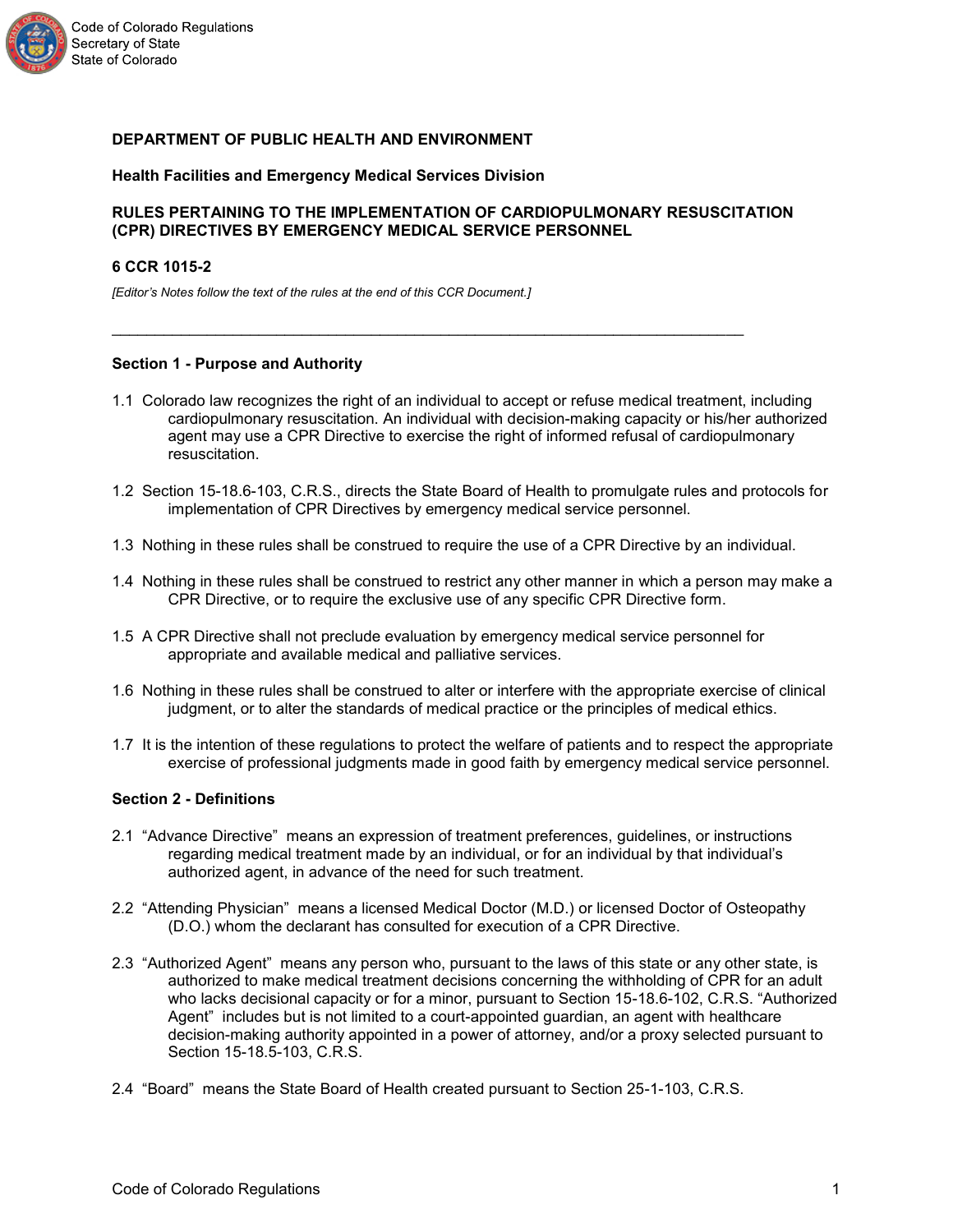**DEPARTMENT OF PUBLIC HEALTH AND ENVIRONMENT**

**Health Facilities and Emergency Medical Services Division**

**RULES PERTAINING TO THE IMPLEMENTATION OF CARDIOPULMONARY RESUSCITATION (CPR) DIRECTIVES BY EMERGENCY MEDICAL SERVICE PERSONNEL**

**6 CCR 1015-2**

*[Editor's Notes follow the text of the rules at the end of this CCR Document.]*

---

**Section 1 - Purpose and Authority**

1.1 Colorado law recognizes the right of an individual to accept or refuse medical treatment, including cardiopulmonary resuscitation. An individual with decision-making capacity or his/her authorized agent may use a CPR Directive to exercise the right of informed refusal of cardiopulmonary resuscitation.

1.2 Section 15-18.6-103, C.R.S., directs the State Board of Health to promulgate rules and protocols for implementation of CPR Directives by emergency medical service personnel.

1.3 Nothing in these rules shall be construed to require the use of a CPR Directive by an individual.

1.4 Nothing in these rules shall be construed to restrict any other manner in which a person may make a CPR Directive, or to require the exclusive use of any specific CPR Directive form.

1.5 A CPR Directive shall not preclude evaluation by emergency medical service personnel for appropriate and available medical and palliative services.

1.6 Nothing in these rules shall be construed to alter or interfere with the appropriate exercise of clinical judgment, or to alter the standards of medical practice or the principles of medical ethics.

1.7 It is the intention of these regulations to protect the welfare of patients and to respect the appropriate exercise of professional judgments made in good faith by emergency medical service personnel.

**Section 2 - Definitions**

2.1 "Advance Directive" means an expression of treatment preferences, guidelines, or instructions regarding medical treatment made by an individual, or for an individual by that individual's authorized agent, in advance of the need for such treatment.

2.2 "Attending Physician" means a licensed Medical Doctor (M.D.) or licensed Doctor of Osteopathy (D.O.) whom the declarant has consulted for execution of a CPR Directive.

2.3 "Authorized Agent" means any person who, pursuant to the laws of this state or any other state, is authorized to make medical treatment decisions concerning the withholding of CPR for an adult who lacks decisional capacity or for a minor, pursuant to Section 15-18.6-102, C.R.S. "Authorized Agent" includes but is not limited to a court-appointed guardian, an agent with healthcare decision-making authority appointed in a power of attorney, and/or a proxy selected pursuant to Section 15-18.5-103, C.R.S.

2.4 "Board" means the State Board of Health created pursuant to Section 25-1-103, C.R.S.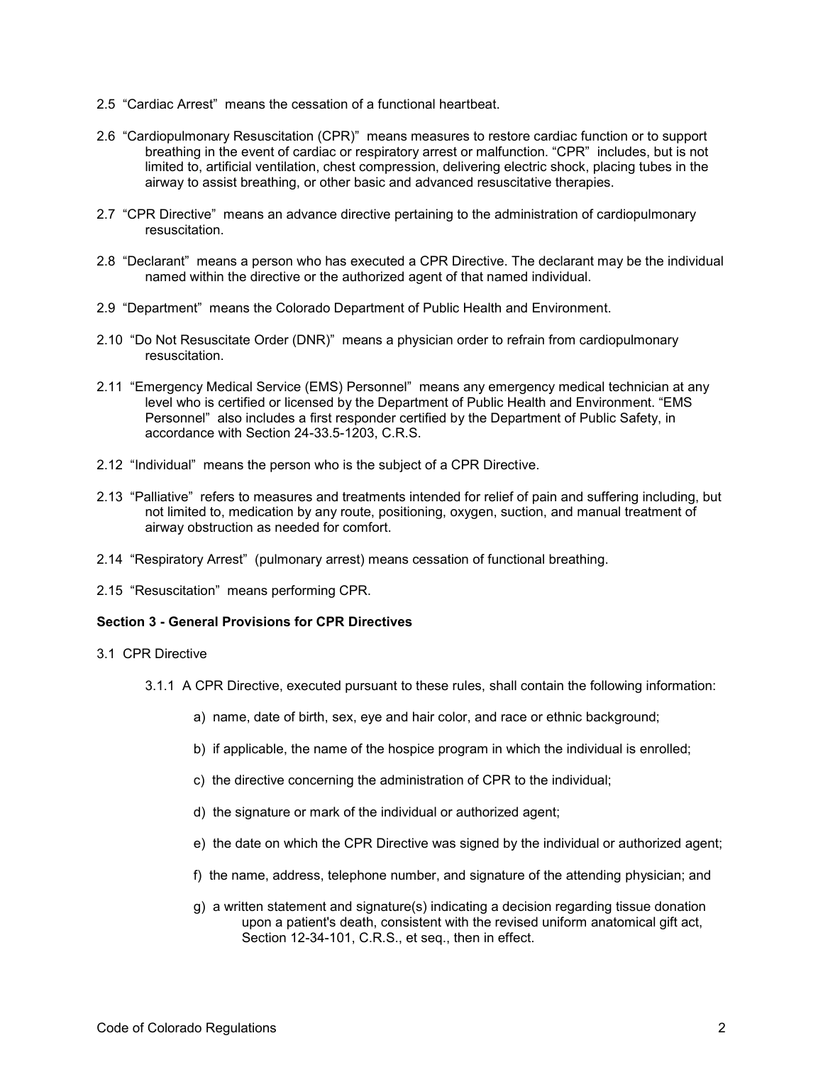2.5 “Cardiac Arrest” means the cessation of a functional heartbeat.

2.6 “Cardiopulmonary Resuscitation (CPR)” means measures to restore cardiac function or to support breathing in the event of cardiac or respiratory arrest or malfunction. “CPR” includes, but is not limited to, artificial ventilation, chest compression, delivering electric shock, placing tubes in the airway to assist breathing, or other basic and advanced resuscitative therapies.

2.7 “CPR Directive” means an advance directive pertaining to the administration of cardiopulmonary resuscitation.

2.8 “Declarant” means a person who has executed a CPR Directive. The declarant may be the individual named within the directive or the authorized agent of that named individual.

2.9 “Department” means the Colorado Department of Public Health and Environment.

2.10 “Do Not Resuscitate Order (DNR)” means a physician order to refrain from cardiopulmonary resuscitation.

2.11 “Emergency Medical Service (EMS) Personnel” means any emergency medical technician at any level who is certified or licensed by the Department of Public Health and Environment. “EMS Personnel” also includes a first responder certified by the Department of Public Safety, in accordance with Section 24-33.5-1203, C.R.S.

2.12 “Individual” means the person who is the subject of a CPR Directive.

2.13 “Palliative” refers to measures and treatments intended for relief of pain and suffering including, but not limited to, medication by any route, positioning, oxygen, suction, and manual treatment of airway obstruction as needed for comfort.

2.14 “Respiratory Arrest” (pulmonary arrest) means cessation of functional breathing.

2.15 “Resuscitation” means performing CPR.

**Section 3 - General Provisions for CPR Directives**

3.1 CPR Directive

3.1.1 A CPR Directive, executed pursuant to these rules, shall contain the following information:

a) name, date of birth, sex, eye and hair color, and race or ethnic background;

b) if applicable, the name of the hospice program in which the individual is enrolled;

c) the directive concerning the administration of CPR to the individual;

d) the signature or mark of the individual or authorized agent;

e) the date on which the CPR Directive was signed by the individual or authorized agent;

f) the name, address, telephone number, and signature of the attending physician; and

g) a written statement and signature(s) indicating a decision regarding tissue donation upon a patient's death, consistent with the revised uniform anatomical gift act, Section 12-34-101, C.R.S., et seq., then in effect.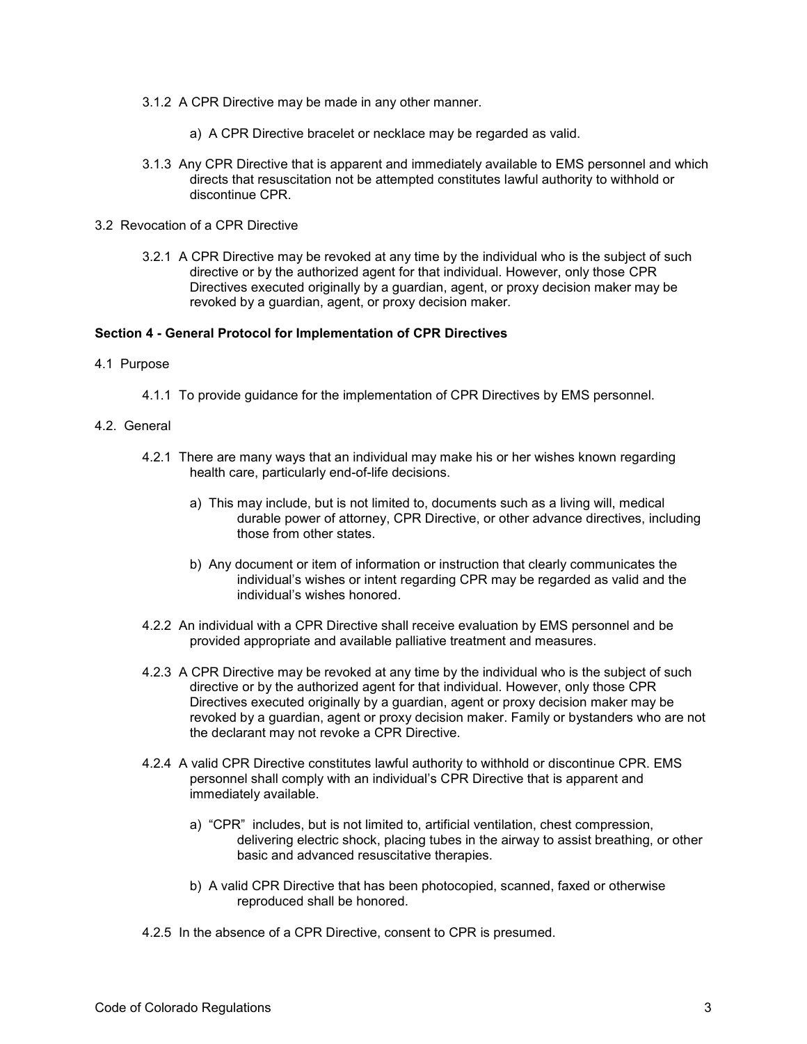3.1.2 A CPR Directive may be made in any other manner.

a) A CPR Directive bracelet or necklace may be regarded as valid.

3.1.3 Any CPR Directive that is apparent and immediately available to EMS personnel and which directs that resuscitation not be attempted constitutes lawful authority to withhold or discontinue CPR.

3.2 Revocation of a CPR Directive

3.2.1 A CPR Directive may be revoked at any time by the individual who is the subject of such directive or by the authorized agent for that individual. However, only those CPR Directives executed originally by a guardian, agent, or proxy decision maker may be revoked by a guardian, agent, or proxy decision maker.

**Section 4 - General Protocol for Implementation of CPR Directives**

4.1 Purpose

4.1.1 To provide guidance for the implementation of CPR Directives by EMS personnel.

4.2. General

4.2.1 There are many ways that an individual may make his or her wishes known regarding health care, particularly end-of-life decisions.

a) This may include, but is not limited to, documents such as a living will, medical durable power of attorney, CPR Directive, or other advance directives, including those from other states.

b) Any document or item of information or instruction that clearly communicates the individual's wishes or intent regarding CPR may be regarded as valid and the individual's wishes honored.

4.2.2 An individual with a CPR Directive shall receive evaluation by EMS personnel and be provided appropriate and available palliative treatment and measures.

4.2.3 A CPR Directive may be revoked at any time by the individual who is the subject of such directive or by the authorized agent for that individual. However, only those CPR Directives executed originally by a guardian, agent or proxy decision maker may be revoked by a guardian, agent or proxy decision maker. Family or bystanders who are not the declarant may not revoke a CPR Directive.

4.2.4 A valid CPR Directive constitutes lawful authority to withhold or discontinue CPR. EMS personnel shall comply with an individual's CPR Directive that is apparent and immediately available.

a) "CPR" includes, but is not limited to, artificial ventilation, chest compression, delivering electric shock, placing tubes in the airway to assist breathing, or other basic and advanced resuscitative therapies.

b) A valid CPR Directive that has been photocopied, scanned, faxed or otherwise reproduced shall be honored.

4.2.5 In the absence of a CPR Directive, consent to CPR is presumed.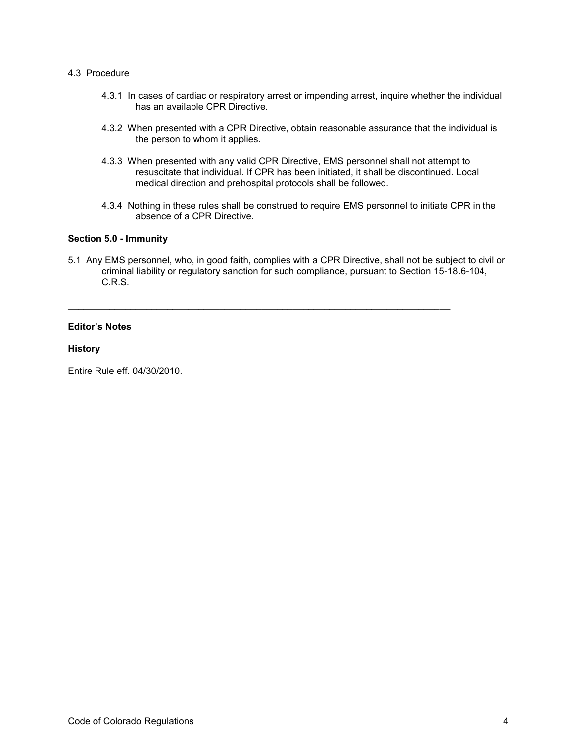4.3 Procedure

4.3.1 In cases of cardiac or respiratory arrest or impending arrest, inquire whether the individual has an available CPR Directive.

4.3.2 When presented with a CPR Directive, obtain reasonable assurance that the individual is the person to whom it applies.

4.3.3 When presented with any valid CPR Directive, EMS personnel shall not attempt to resuscitate that individual. If CPR has been initiated, it shall be discontinued. Local medical direction and prehospital protocols shall be followed.

4.3.4 Nothing in these rules shall be construed to require EMS personnel to initiate CPR in the absence of a CPR Directive.

**Section 5.0 - Immunity**

5.1 Any EMS personnel, who, in good faith, complies with a CPR Directive, shall not be subject to civil or criminal liability or regulatory sanction for such compliance, pursuant to Section 15-18.6-104, C.R.S.

---

**Editor's Notes**

**History**

Entire Rule eff. 04/30/2010.